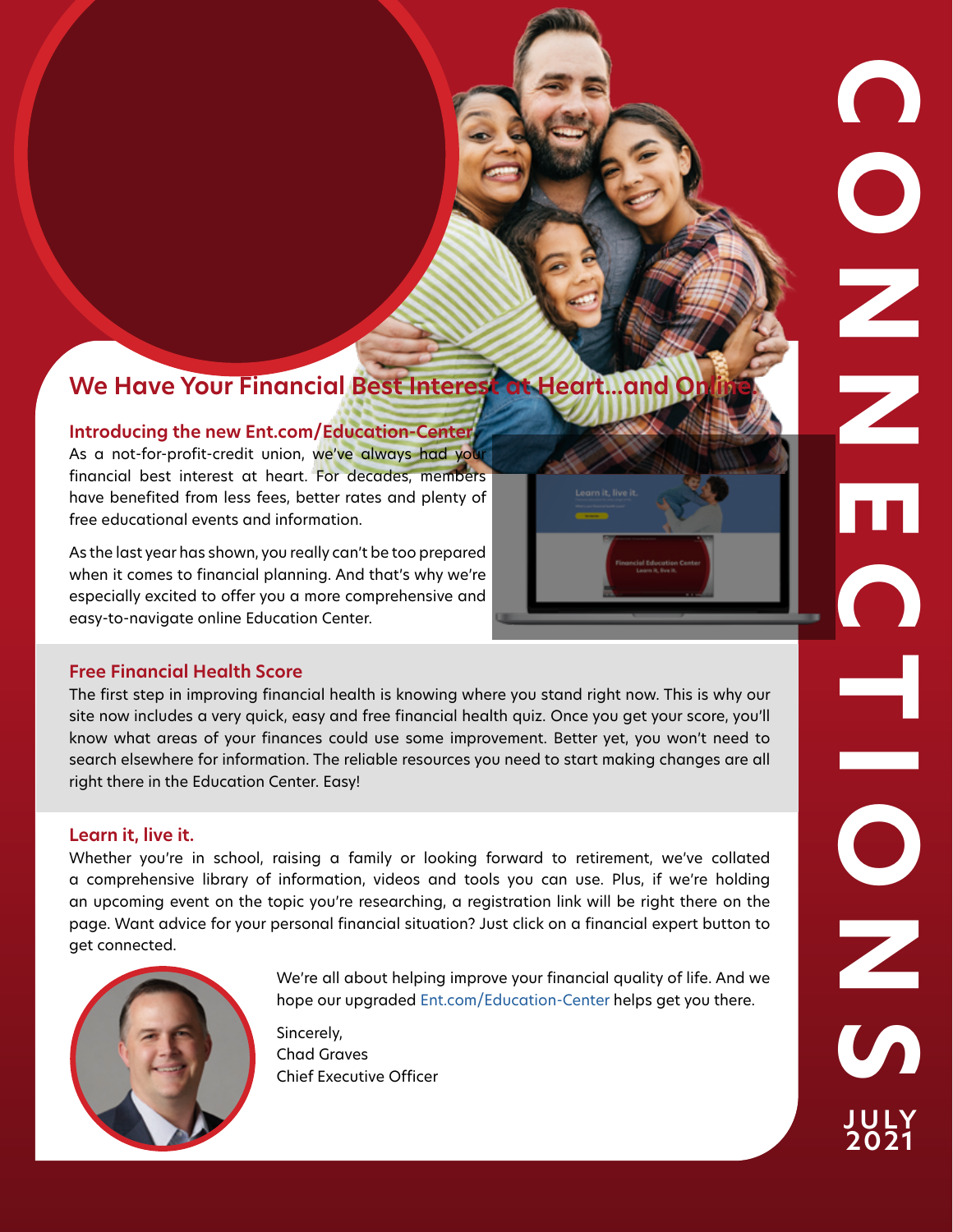# CONNECTIONS

JULY 2021

## We Have Your Financial Best Interest at Heart...and Online.

### Introducing the new Ent.com/Education-Center

As a not-for-profit-credit union, we've always had your financial best interest at heart. For decades, members have benefited from less fees, better rates and plenty of free educational events and information.

As the last year has shown, you really can't be too prepared when it comes to financial planning. And that's why we're especially excited to offer you a more comprehensive and easy-to-navigate online Education Center.

### Free Financial Health Score

The first step in improving financial health is knowing where you stand right now. This is why our site now includes a very quick, easy and free financial health quiz. Once you get your score, you'll know what areas of your finances could use some improvement. Better yet, you won't need to search elsewhere for information. The reliable resources you need to start making changes are all right there in the Education Center. Easy!

### Learn it, live it.

Whether you're in school, raising a family or looking forward to retirement, we've collated a comprehensive library of information, videos and tools you can use. Plus, if we're holding an upcoming event on the topic you're researching, a registration link will be right there on the page. Want advice for your personal financial situation? Just click on a financial expert button to get connected.

We're all about helping improve your financial quality of life. And we hope our upgraded Ent.com/Education-Center helps get you there.

Sincerely,
Chad Graves
Chief Executive Officer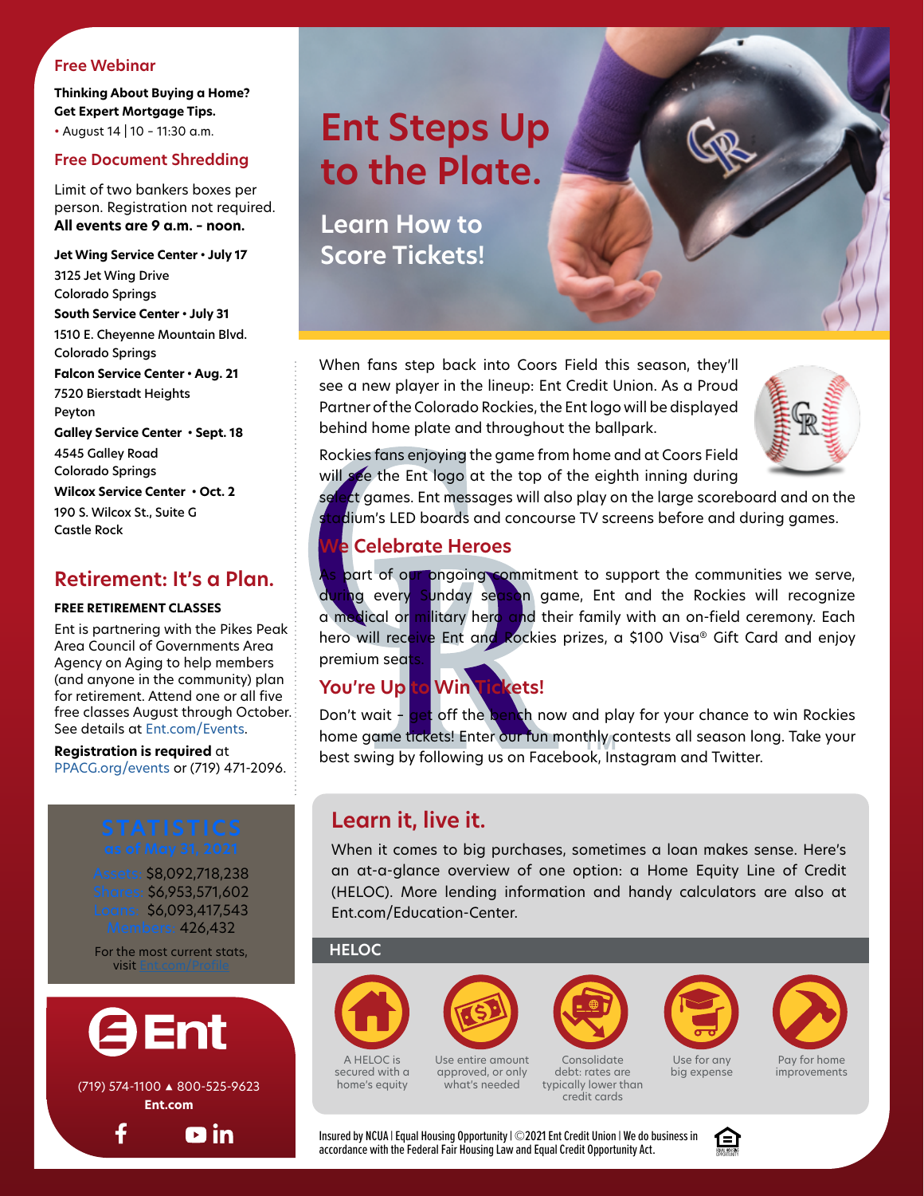## Free Webinar

**Thinking About Buying a Home? Get Expert Mortgage Tips.**

• August 14 | 10 – 11:30 a.m.

## Free Document Shredding

Limit of two bankers boxes per person. Registration not required.
**All events are 9 a.m. – noon.**

**Jet Wing Service Center • July 17**
3125 Jet Wing Drive
Colorado Springs

**South Service Center • July 31**
1510 E. Cheyenne Mountain Blvd.
Colorado Springs

**Falcon Service Center • Aug. 21**
7520 Bierstadt Heights
Peyton

**Galley Service Center • Sept. 18**
4545 Galley Road
Colorado Springs

**Wilcox Service Center • Oct. 2**
190 S. Wilcox St., Suite G
Castle Rock

## Retirement: It's a Plan.

**FREE RETIREMENT CLASSES**

Ent is partnering with the Pikes Peak Area Council of Governments Area Agency on Aging to help members (and anyone in the community) plan for retirement. Attend one or all five free classes August through October. See details at Ent.com/Events.

**Registration is required** at PPACG.org/events or (719) 471-2096.

## STATISTICS
### as of May 31, 2021

Assets: $8,092,718,238
Shares: $6,953,571,602
Loans: $6,093,417,543
Members: 426,432

For the most current stats, visit Ent.com/Profile

Ent

(719) 574-1100 ▲ 800-525-9623
**Ent.com**

# Ent Steps Up to the Plate.

## Learn How to Score Tickets!

When fans step back into Coors Field this season, they'll see a new player in the lineup: Ent Credit Union. As a Proud Partner of the Colorado Rockies, the Ent logo will be displayed behind home plate and throughout the ballpark.

Rockies fans enjoying the game from home and at Coors Field will see the Ent logo at the top of the eighth inning during select games. Ent messages will also play on the large scoreboard and on the stadium's LED boards and concourse TV screens before and during games.

### We Celebrate Heroes

As part of our ongoing commitment to support the communities we serve, during every Sunday season game, Ent and the Rockies will recognize a medical or military hero and their family with an on-field ceremony. Each hero will receive Ent and Rockies prizes, a $100 Visa® Gift Card and enjoy premium seats.

### You're Up to Win Tickets!

Don't wait – get off the bench now and play for your chance to win Rockies home game tickets! Enter our fun monthly contests all season long. Take your best swing by following us on Facebook, Instagram and Twitter.

## Learn it, live it.

When it comes to big purchases, sometimes a loan makes sense. Here's an at-a-glance overview of one option: a Home Equity Line of Credit (HELOC). More lending information and handy calculators are also at Ent.com/Education-Center.

### HELOC

- A HELOC is secured with a home's equity
- Use entire amount approved, or only what's needed
- Consolidate debt: rates are typically lower than credit cards
- Use for any big expense
- Pay for home improvements

Insured by NCUA | Equal Housing Opportunity | ©2021 Ent Credit Union | We do business in accordance with the Federal Fair Housing Law and Equal Credit Opportunity Act.